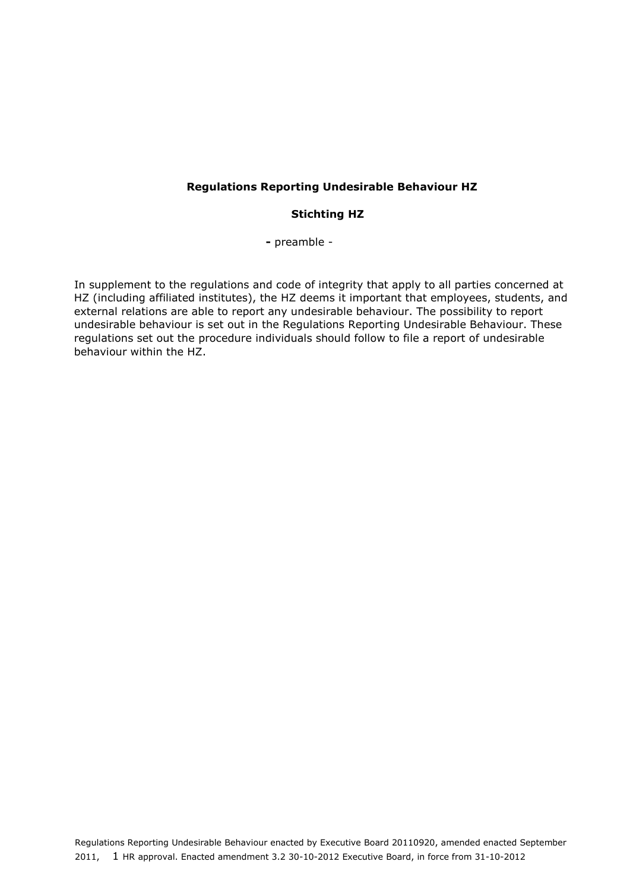**Regulations Reporting Undesirable Behaviour HZ**

**Stichting HZ**

**-** preamble -

In supplement to the regulations and code of integrity that apply to all parties concerned at HZ (including affiliated institutes), the HZ deems it important that employees, students, and external relations are able to report any undesirable behaviour. The possibility to report undesirable behaviour is set out in the Regulations Reporting Undesirable Behaviour. These regulations set out the procedure individuals should follow to file a report of undesirable behaviour within the HZ.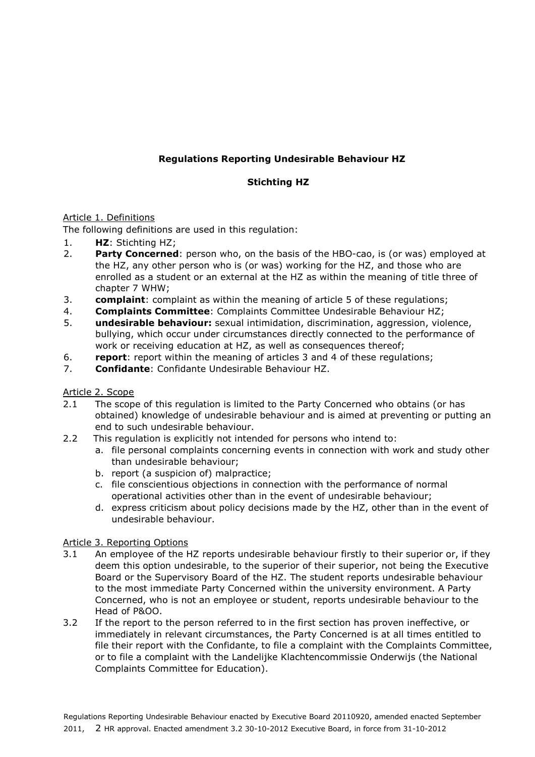**Regulations Reporting Undesirable Behaviour HZ**

**Stichting HZ**

Article 1. Definitions

The following definitions are used in this regulation:

1. **HZ**: Stichting HZ;
2. **Party Concerned**: person who, on the basis of the HBO-cao, is (or was) employed at the HZ, any other person who is (or was) working for the HZ, and those who are enrolled as a student or an external at the HZ as within the meaning of title three of chapter 7 WHW;
3. **complaint**: complaint as within the meaning of article 5 of these regulations;
4. **Complaints Committee**: Complaints Committee Undesirable Behaviour HZ;
5. **undesirable behaviour:** sexual intimidation, discrimination, aggression, violence, bullying, which occur under circumstances directly connected to the performance of work or receiving education at HZ, as well as consequences thereof;
6. **report**: report within the meaning of articles 3 and 4 of these regulations;
7. **Confidante**: Confidante Undesirable Behaviour HZ.

Article 2. Scope

2.1 The scope of this regulation is limited to the Party Concerned who obtains (or has obtained) knowledge of undesirable behaviour and is aimed at preventing or putting an end to such undesirable behaviour.

2.2 This regulation is explicitly not intended for persons who intend to:

a. file personal complaints concerning events in connection with work and study other than undesirable behaviour;
b. report (a suspicion of) malpractice;
c. file conscientious objections in connection with the performance of normal operational activities other than in the event of undesirable behaviour;
d. express criticism about policy decisions made by the HZ, other than in the event of undesirable behaviour.

Article 3. Reporting Options

3.1 An employee of the HZ reports undesirable behaviour firstly to their superior or, if they deem this option undesirable, to the superior of their superior, not being the Executive Board or the Supervisory Board of the HZ. The student reports undesirable behaviour to the most immediate Party Concerned within the university environment. A Party Concerned, who is not an employee or student, reports undesirable behaviour to the Head of P&OO.

3.2 If the report to the person referred to in the first section has proven ineffective, or immediately in relevant circumstances, the Party Concerned is at all times entitled to file their report with the Confidante, to file a complaint with the Complaints Committee, or to file a complaint with the Landelijke Klachtencommissie Onderwijs (the National Complaints Committee for Education).

Regulations Reporting Undesirable Behaviour enacted by Executive Board 20110920, amended enacted September 2011, HR approval. Enacted amendment 3.2 30-10-2012 Executive Board, in force from 31-10-2012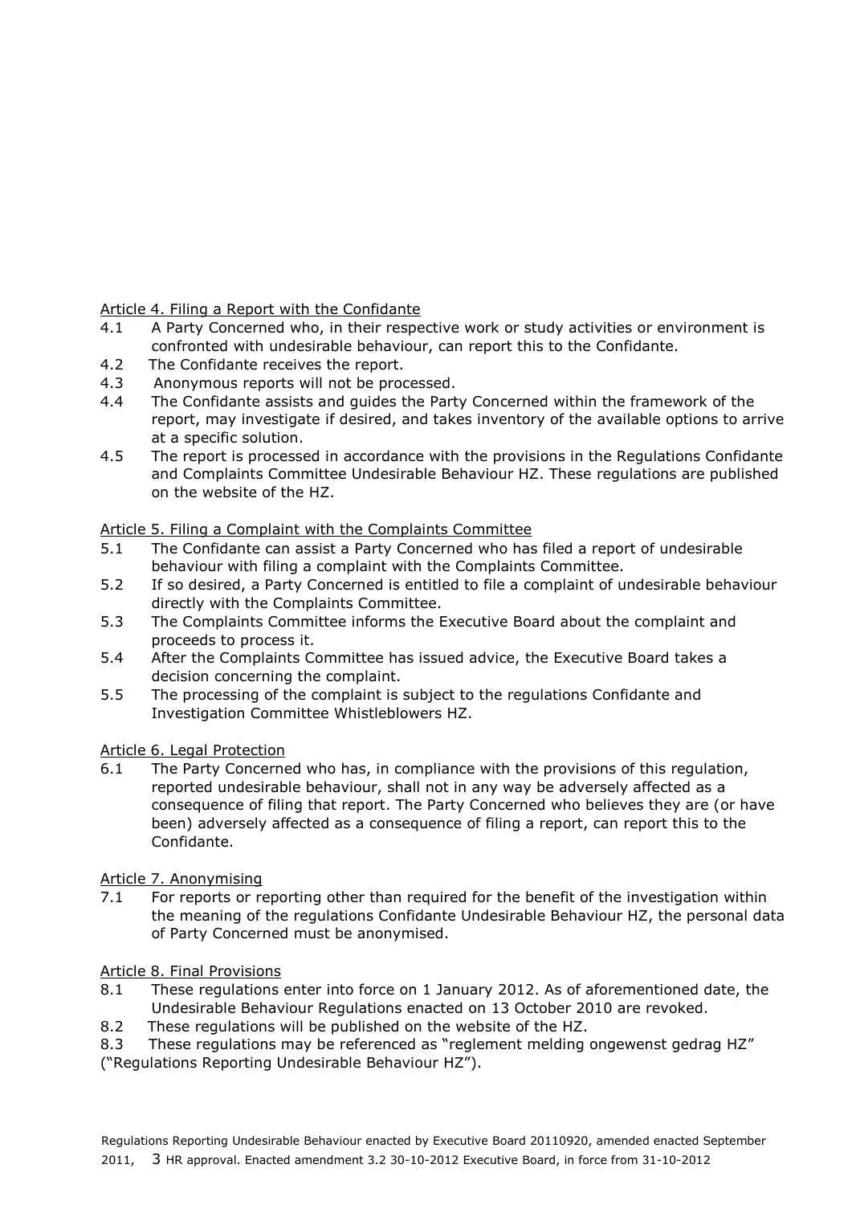Article 4. Filing a Report with the Confidante

4.1 A Party Concerned who, in their respective work or study activities or environment is confronted with undesirable behaviour, can report this to the Confidante.

4.2 The Confidante receives the report.

4.3 Anonymous reports will not be processed.

4.4 The Confidante assists and guides the Party Concerned within the framework of the report, may investigate if desired, and takes inventory of the available options to arrive at a specific solution.

4.5 The report is processed in accordance with the provisions in the Regulations Confidante and Complaints Committee Undesirable Behaviour HZ. These regulations are published on the website of the HZ.

Article 5. Filing a Complaint with the Complaints Committee

5.1 The Confidante can assist a Party Concerned who has filed a report of undesirable behaviour with filing a complaint with the Complaints Committee.

5.2 If so desired, a Party Concerned is entitled to file a complaint of undesirable behaviour directly with the Complaints Committee.

5.3 The Complaints Committee informs the Executive Board about the complaint and proceeds to process it.

5.4 After the Complaints Committee has issued advice, the Executive Board takes a decision concerning the complaint.

5.5 The processing of the complaint is subject to the regulations Confidante and Investigation Committee Whistleblowers HZ.

Article 6. Legal Protection

6.1 The Party Concerned who has, in compliance with the provisions of this regulation, reported undesirable behaviour, shall not in any way be adversely affected as a consequence of filing that report. The Party Concerned who believes they are (or have been) adversely affected as a consequence of filing a report, can report this to the Confidante.

Article 7. Anonymising

7.1 For reports or reporting other than required for the benefit of the investigation within the meaning of the regulations Confidante Undesirable Behaviour HZ, the personal data of Party Concerned must be anonymised.

Article 8. Final Provisions

8.1 These regulations enter into force on 1 January 2012. As of aforementioned date, the Undesirable Behaviour Regulations enacted on 13 October 2010 are revoked.

8.2 These regulations will be published on the website of the HZ.

8.3 These regulations may be referenced as "reglement melding ongewenst gedrag HZ" ("Regulations Reporting Undesirable Behaviour HZ").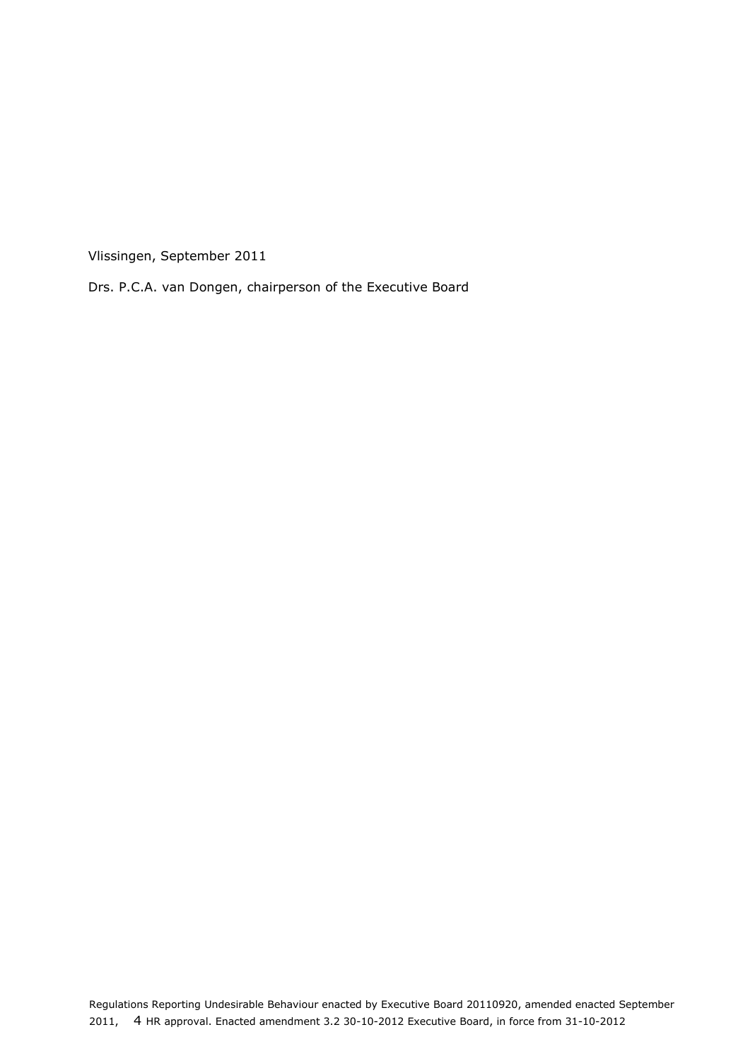Vlissingen, September 2011

Drs. P.C.A. van Dongen, chairperson of the Executive Board